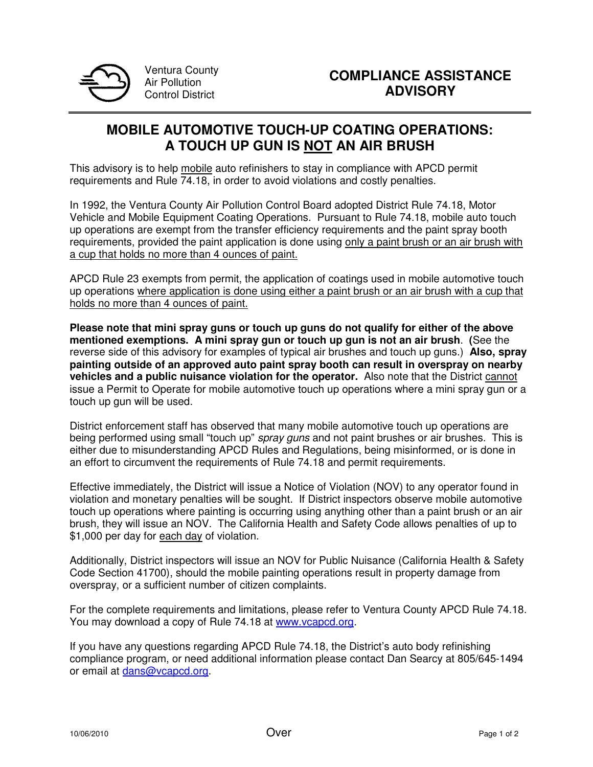Ventura County
Air Pollution
Control District

**COMPLIANCE ASSISTANCE ADVISORY**

# MOBILE AUTOMOTIVE TOUCH-UP COATING OPERATIONS: A TOUCH UP GUN IS NOT AN AIR BRUSH

This advisory is to help mobile auto refinishers to stay in compliance with APCD permit requirements and Rule 74.18, in order to avoid violations and costly penalties.

In 1992, the Ventura County Air Pollution Control Board adopted District Rule 74.18, Motor Vehicle and Mobile Equipment Coating Operations. Pursuant to Rule 74.18, mobile auto touch up operations are exempt from the transfer efficiency requirements and the paint spray booth requirements, provided the paint application is done using only a paint brush or an air brush with a cup that holds no more than 4 ounces of paint.

APCD Rule 23 exempts from permit, the application of coatings used in mobile automotive touch up operations where application is done using either a paint brush or an air brush with a cup that holds no more than 4 ounces of paint.

**Please note that mini spray guns or touch up guns do not qualify for either of the above mentioned exemptions. A mini spray gun or touch up gun is not an air brush**. **(**See the reverse side of this advisory for examples of typical air brushes and touch up guns.) **Also, spray painting outside of an approved auto paint spray booth can result in overspray on nearby vehicles and a public nuisance violation for the operator.** Also note that the District cannot issue a Permit to Operate for mobile automotive touch up operations where a mini spray gun or a touch up gun will be used.

District enforcement staff has observed that many mobile automotive touch up operations are being performed using small "touch up" *spray guns* and not paint brushes or air brushes. This is either due to misunderstanding APCD Rules and Regulations, being misinformed, or is done in an effort to circumvent the requirements of Rule 74.18 and permit requirements.

Effective immediately, the District will issue a Notice of Violation (NOV) to any operator found in violation and monetary penalties will be sought. If District inspectors observe mobile automotive touch up operations where painting is occurring using anything other than a paint brush or an air brush, they will issue an NOV. The California Health and Safety Code allows penalties of up to $1,000 per day for each day of violation.

Additionally, District inspectors will issue an NOV for Public Nuisance (California Health & Safety Code Section 41700), should the mobile painting operations result in property damage from overspray, or a sufficient number of citizen complaints.

For the complete requirements and limitations, please refer to Ventura County APCD Rule 74.18. You may download a copy of Rule 74.18 at www.vcapcd.org.

If you have any questions regarding APCD Rule 74.18, the District's auto body refinishing compliance program, or need additional information please contact Dan Searcy at 805/645-1494 or email at dans@vcapcd.org.

10/06/2010

Over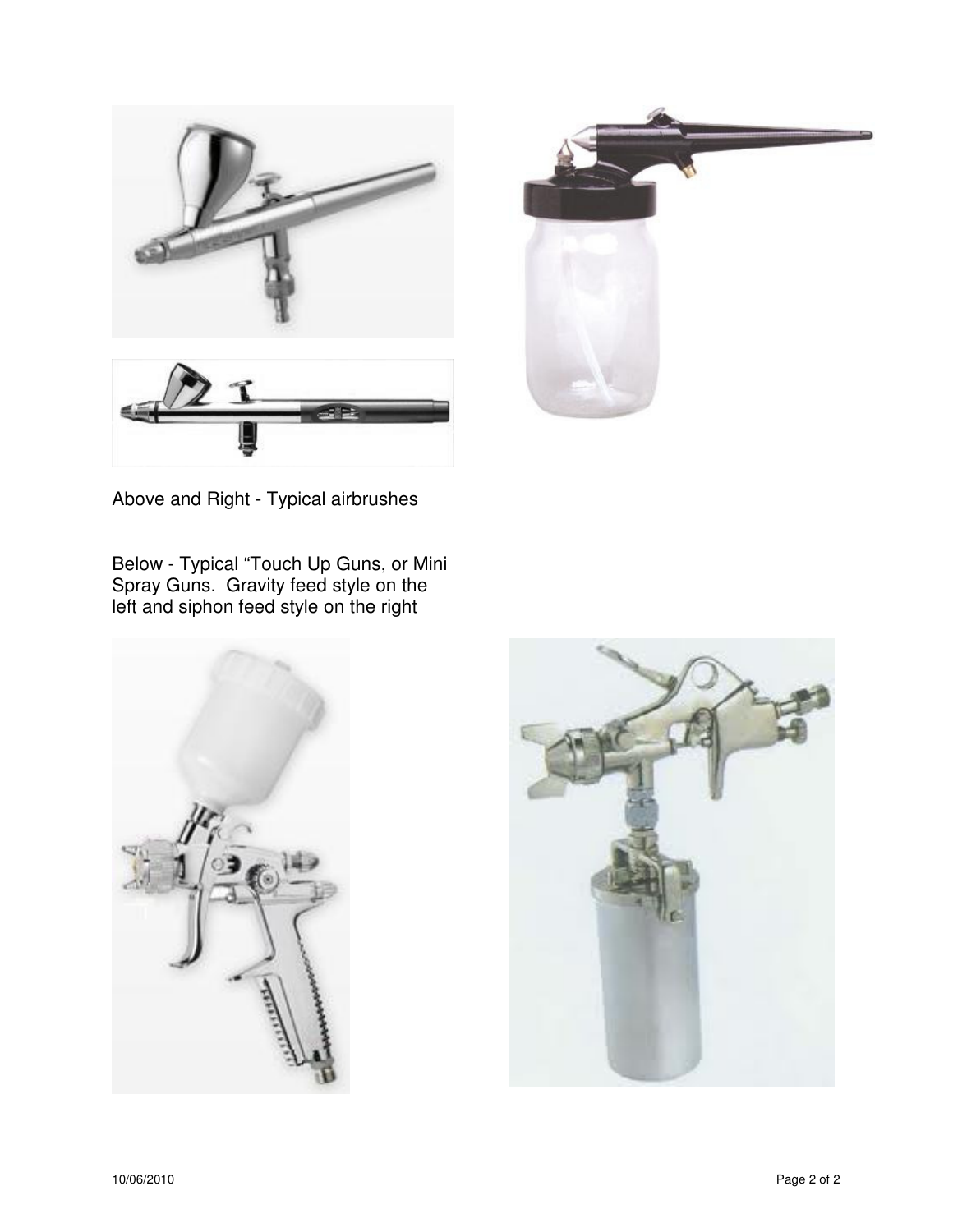Above and Right - Typical airbrushes

Below - Typical “Touch Up Guns, or Mini Spray Guns. Gravity feed style on the left and siphon feed style on the right